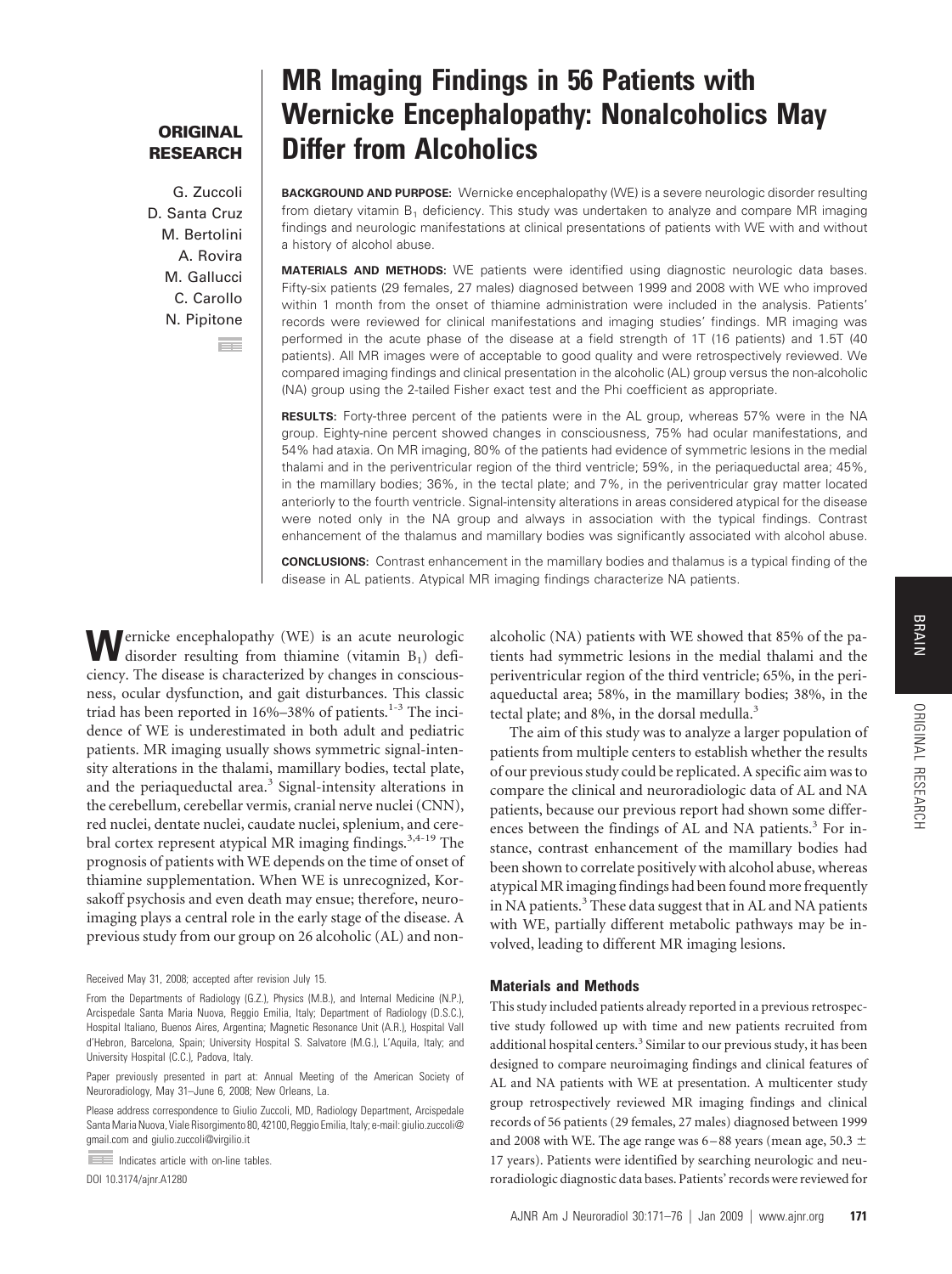**ORIGINAL RESEARCH**

# MR Imaging Findings in 56 Patients with Wernicke Encephalopathy: Nonalcoholics May Differ from Alcoholics

G. Zuccoli
D. Santa Cruz
M. Bertolini
A. Rovira
M. Gallucci
C. Carollo
N. Pipitone

**BACKGROUND AND PURPOSE:** Wernicke encephalopathy (WE) is a severe neurologic disorder resulting from dietary vitamin $B_1$ deficiency. This study was undertaken to analyze and compare MR imaging findings and neurologic manifestations at clinical presentations of patients with WE with and without a history of alcohol abuse.

**MATERIALS AND METHODS:** WE patients were identified using diagnostic neurologic data bases. Fifty-six patients (29 females, 27 males) diagnosed between 1999 and 2008 with WE who improved within 1 month from the onset of thiamine administration were included in the analysis. Patients' records were reviewed for clinical manifestations and imaging studies' findings. MR imaging was performed in the acute phase of the disease at a field strength of 1T (16 patients) and 1.5T (40 patients). All MR images were of acceptable to good quality and were retrospectively reviewed. We compared imaging findings and clinical presentation in the alcoholic (AL) group versus the non-alcoholic (NA) group using the 2-tailed Fisher exact test and the Phi coefficient as appropriate.

**RESULTS:** Forty-three percent of the patients were in the AL group, whereas 57% were in the NA group. Eighty-nine percent showed changes in consciousness, 75% had ocular manifestations, and 54% had ataxia. On MR imaging, 80% of the patients had evidence of symmetric lesions in the medial thalami and in the periventricular region of the third ventricle; 59%, in the periaqueductal area; 45%, in the mamillary bodies; 36%, in the tectal plate; and 7%, in the periventricular gray matter located anteriorly to the fourth ventricle. Signal-intensity alterations in areas considered atypical for the disease were noted only in the NA group and always in association with the typical findings. Contrast enhancement of the thalamus and mamillary bodies was significantly associated with alcohol abuse.

**CONCLUSIONS:** Contrast enhancement in the mamillary bodies and thalamus is a typical finding of the disease in AL patients. Atypical MR imaging findings characterize NA patients.

Wernicke encephalopathy (WE) is an acute neurologic disorder resulting from thiamine (vitamin $B_1$) deficiency. The disease is characterized by changes in consciousness, ocular dysfunction, and gait disturbances. This classic triad has been reported in 16%–38% of patients.[1-3] The incidence of WE is underestimated in both adult and pediatric patients. MR imaging usually shows symmetric signal-intensity alterations in the thalami, mamillary bodies, tectal plate, and the periaqueductal area.[3] Signal-intensity alterations in the cerebellum, cerebellar vermis, cranial nerve nuclei (CNN), red nuclei, dentate nuclei, caudate nuclei, splenium, and cerebral cortex represent atypical MR imaging findings.[3,4-19] The prognosis of patients with WE depends on the time of onset of thiamine supplementation. When WE is unrecognized, Korsakoff psychosis and even death may ensue; therefore, neuroimaging plays a central role in the early stage of the disease. A previous study from our group on 26 alcoholic (AL) and nonalcoholic (NA) patients with WE showed that 85% of the patients had symmetric lesions in the medial thalami and the periventricular region of the third ventricle; 65%, in the periaqueductal area; 58%, in the mamillary bodies; 38%, in the tectal plate; and 8%, in the dorsal medulla.[3]

The aim of this study was to analyze a larger population of patients from multiple centers to establish whether the results of our previous study could be replicated. A specific aim was to compare the clinical and neuroradiologic data of AL and NA patients, because our previous report had shown some differences between the findings of AL and NA patients.[3] For instance, contrast enhancement of the mamillary bodies had been shown to correlate positively with alcohol abuse, whereas atypical MR imaging findings had been found more frequently in NA patients.[3] These data suggest that in AL and NA patients with WE, partially different metabolic pathways may be involved, leading to different MR imaging lesions.

## Materials and Methods

This study included patients already reported in a previous retrospective study followed up with time and new patients recruited from additional hospital centers.[3] Similar to our previous study, it has been designed to compare neuroimaging findings and clinical features of AL and NA patients with WE at presentation. A multicenter study group retrospectively reviewed MR imaging findings and clinical records of 56 patients (29 females, 27 males) diagnosed between 1999 and 2008 with WE. The age range was 6–88 years (mean age, 50.3 ± 17 years). Patients were identified by searching neurologic and neuroradiologic diagnostic data bases. Patients' records were reviewed for

Received May 31, 2008; accepted after revision July 15.

From the Departments of Radiology (G.Z.), Physics (M.B.), and Internal Medicine (N.P.), Arcispedale Santa Maria Nuova, Reggio Emilia, Italy; Department of Radiology (D.S.C.), Hospital Italiano, Buenos Aires, Argentina; Magnetic Resonance Unit (A.R.), Hospital Vall d'Hebron, Barcelona, Spain; University Hospital S. Salvatore (M.G.), L'Aquila, Italy; and University Hospital (C.C.), Padova, Italy.

Paper previously presented in part at: Annual Meeting of the American Society of Neuroradiology, May 31–June 6, 2008; New Orleans, La.

Please address correspondence to Giulio Zuccoli, MD, Radiology Department, Arcispedale Santa Maria Nuova, Viale Risorgimento 80, 42100, Reggio Emilia, Italy; e-mail: giulio.zuccoli@gmail.com and giulio.zuccoli@virgilio.it

Indicates article with on-line tables.

DOI 10.3174/ajnr.A1280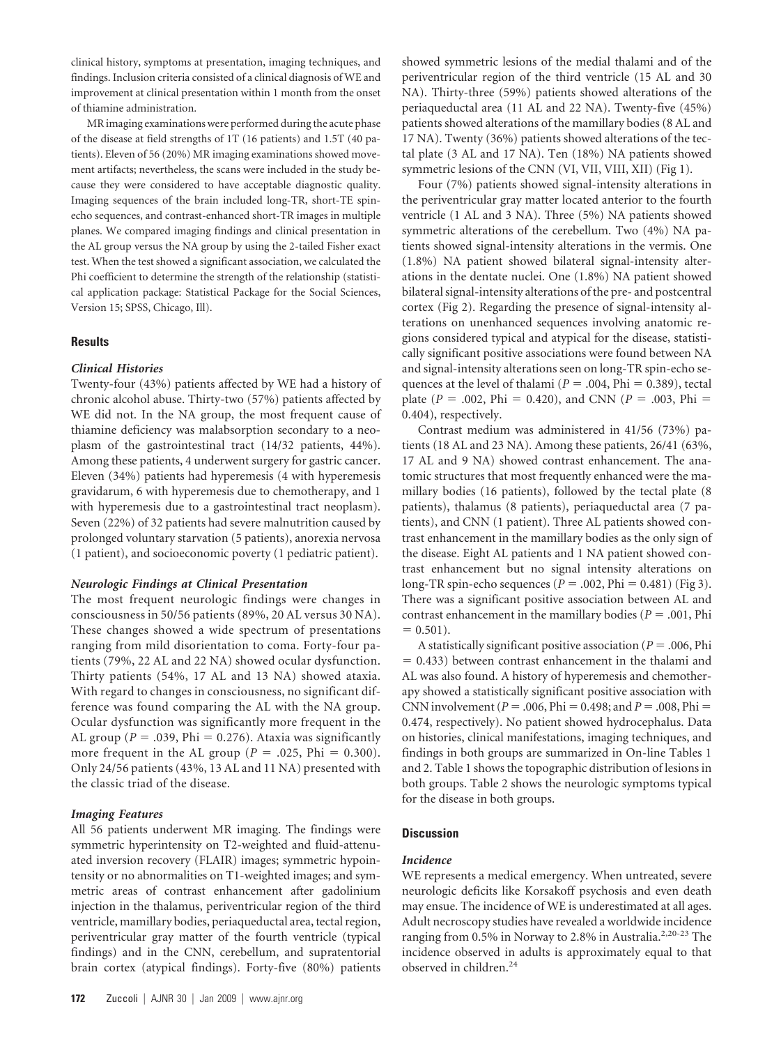clinical history, symptoms at presentation, imaging techniques, and findings. Inclusion criteria consisted of a clinical diagnosis of WE and improvement at clinical presentation within 1 month from the onset of thiamine administration.

MR imaging examinations were performed during the acute phase of the disease at field strengths of 1T (16 patients) and 1.5T (40 patients). Eleven of 56 (20%) MR imaging examinations showed movement artifacts; nevertheless, the scans were included in the study because they were considered to have acceptable diagnostic quality. Imaging sequences of the brain included long-TR, short-TE spin-echo sequences, and contrast-enhanced short-TR images in multiple planes. We compared imaging findings and clinical presentation in the AL group versus the NA group by using the 2-tailed Fisher exact test. When the test showed a significant association, we calculated the Phi coefficient to determine the strength of the relationship (statistical application package: Statistical Package for the Social Sciences, Version 15; SPSS, Chicago, Ill).

## Results

### Clinical Histories

Twenty-four (43%) patients affected by WE had a history of chronic alcohol abuse. Thirty-two (57%) patients affected by WE did not. In the NA group, the most frequent cause of thiamine deficiency was malabsorption secondary to a neoplasm of the gastrointestinal tract (14/32 patients, 44%). Among these patients, 4 underwent surgery for gastric cancer. Eleven (34%) patients had hyperemesis (4 with hyperemesis gravidarum, 6 with hyperemesis due to chemotherapy, and 1 with hyperemesis due to a gastrointestinal tract neoplasm). Seven (22%) of 32 patients had severe malnutrition caused by prolonged voluntary starvation (5 patients), anorexia nervosa (1 patient), and socioeconomic poverty (1 pediatric patient).

### Neurologic Findings at Clinical Presentation

The most frequent neurologic findings were changes in consciousness in 50/56 patients (89%, 20 AL versus 30 NA). These changes showed a wide spectrum of presentations ranging from mild disorientation to coma. Forty-four patients (79%, 22 AL and 22 NA) showed ocular dysfunction. Thirty patients (54%, 17 AL and 13 NA) showed ataxia. With regard to changes in consciousness, no significant difference was found comparing the AL with the NA group. Ocular dysfunction was significantly more frequent in the AL group ($P = .039$, Phi $= 0.276$). Ataxia was significantly more frequent in the AL group ($P = .025$, Phi $= 0.300$). Only 24/56 patients (43%, 13 AL and 11 NA) presented with the classic triad of the disease.

### Imaging Features

All 56 patients underwent MR imaging. The findings were symmetric hyperintensity on T2-weighted and fluid-attenuated inversion recovery (FLAIR) images; symmetric hypointensity or no abnormalities on T1-weighted images; and symmetric areas of contrast enhancement after gadolinium injection in the thalamus, periventricular region of the third ventricle, mamillary bodies, periaqueductal area, tectal region, periventricular gray matter of the fourth ventricle (typical findings) and in the CNN, cerebellum, and supratentorial brain cortex (atypical findings). Forty-five (80%) patients showed symmetric lesions of the medial thalami and of the periventricular region of the third ventricle (15 AL and 30 NA). Thirty-three (59%) patients showed alterations of the periaqueductal area (11 AL and 22 NA). Twenty-five (45%) patients showed alterations of the mamillary bodies (8 AL and 17 NA). Twenty (36%) patients showed alterations of the tectal plate (3 AL and 17 NA). Ten (18%) NA patients showed symmetric lesions of the CNN (VI, VII, VIII, XII) (Fig 1).

Four (7%) patients showed signal-intensity alterations in the periventricular gray matter located anterior to the fourth ventricle (1 AL and 3 NA). Three (5%) NA patients showed symmetric alterations of the cerebellum. Two (4%) NA patients showed signal-intensity alterations in the vermis. One (1.8%) NA patient showed bilateral signal-intensity alterations in the dentate nuclei. One (1.8%) NA patient showed bilateral signal-intensity alterations of the pre- and postcentral cortex (Fig 2). Regarding the presence of signal-intensity alterations on unenhanced sequences involving anatomic regions considered typical and atypical for the disease, statistically significant positive associations were found between NA and signal-intensity alterations seen on long-TR spin-echo sequences at the level of thalami ($P = .004$, Phi $= 0.389$), tectal plate ($P = .002$, Phi $= 0.420$), and CNN ($P = .003$, Phi $= 0.404$), respectively.

Contrast medium was administered in 41/56 (73%) patients (18 AL and 23 NA). Among these patients, 26/41 (63%, 17 AL and 9 NA) showed contrast enhancement. The anatomic structures that most frequently enhanced were the mamillary bodies (16 patients), followed by the tectal plate (8 patients), thalamus (8 patients), periaqueductal area (7 patients), and CNN (1 patient). Three AL patients showed contrast enhancement in the mamillary bodies as the only sign of the disease. Eight AL patients and 1 NA patient showed contrast enhancement but no signal intensity alterations on long-TR spin-echo sequences ($P = .002$, Phi $= 0.481$) (Fig 3). There was a significant positive association between AL and contrast enhancement in the mamillary bodies ($P = .001$, Phi $= 0.501$).

A statistically significant positive association ($P = .006$, Phi $= 0.433$) between contrast enhancement in the thalami and AL was also found. A history of hyperemesis and chemotherapy showed a statistically significant positive association with CNN involvement ($P = .006$, Phi $= 0.498$; and $P = .008$, Phi $= 0.474$, respectively). No patient showed hydrocephalus. Data on histories, clinical manifestations, imaging techniques, and findings in both groups are summarized in On-line Tables 1 and 2. Table 1 shows the topographic distribution of lesions in both groups. Table 2 shows the neurologic symptoms typical for the disease in both groups.

## Discussion

### Incidence

WE represents a medical emergency. When untreated, severe neurologic deficits like Korsakoff psychosis and even death may ensue. The incidence of WE is underestimated at all ages. Adult necroscopy studies have revealed a worldwide incidence ranging from 0.5% in Norway to 2.8% in Australia.[2,20-23] The incidence observed in adults is approximately equal to that observed in children.[24]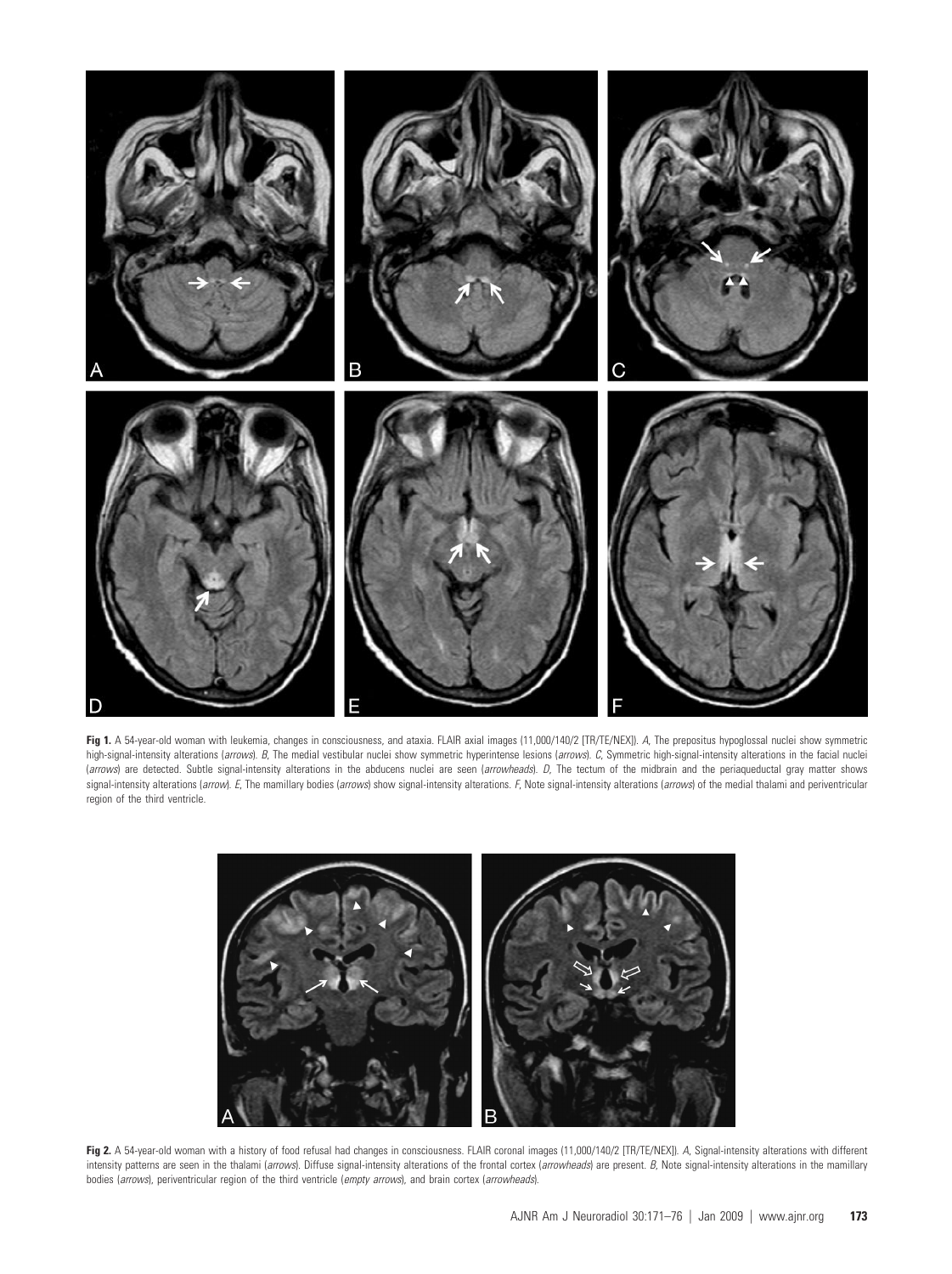**Fig 1.** A 54-year-old woman with leukemia, changes in consciousness, and ataxia. FLAIR axial images (11,000/140/2 [TR/TE/NEX]). *A*, The prepositus hypoglossal nuclei show symmetric high-signal-intensity alterations (*arrows*). *B*, The medial vestibular nuclei show symmetric hyperintense lesions (*arrows*). *C*, Symmetric high-signal-intensity alterations in the facial nuclei (*arrows*) are detected. Subtle signal-intensity alterations in the abducens nuclei are seen (*arrowheads*). *D*, The tectum of the midbrain and the periaqueductal gray matter shows signal-intensity alterations (*arrow*). *E*, The mamillary bodies (*arrows*) show signal-intensity alterations. *F*, Note signal-intensity alterations (*arrows*) of the medial thalami and periventricular region of the third ventricle.

**Fig 2.** A 54-year-old woman with a history of food refusal had changes in consciousness. FLAIR coronal images (11,000/140/2 [TR/TE/NEX]). *A*, Signal-intensity alterations with different intensity patterns are seen in the thalami (*arrows*). Diffuse signal-intensity alterations of the frontal cortex (*arrowheads*) are present. *B*, Note signal-intensity alterations in the mamillary bodies (*arrows*), periventricular region of the third ventricle (*empty arrows*), and brain cortex (*arrowheads*).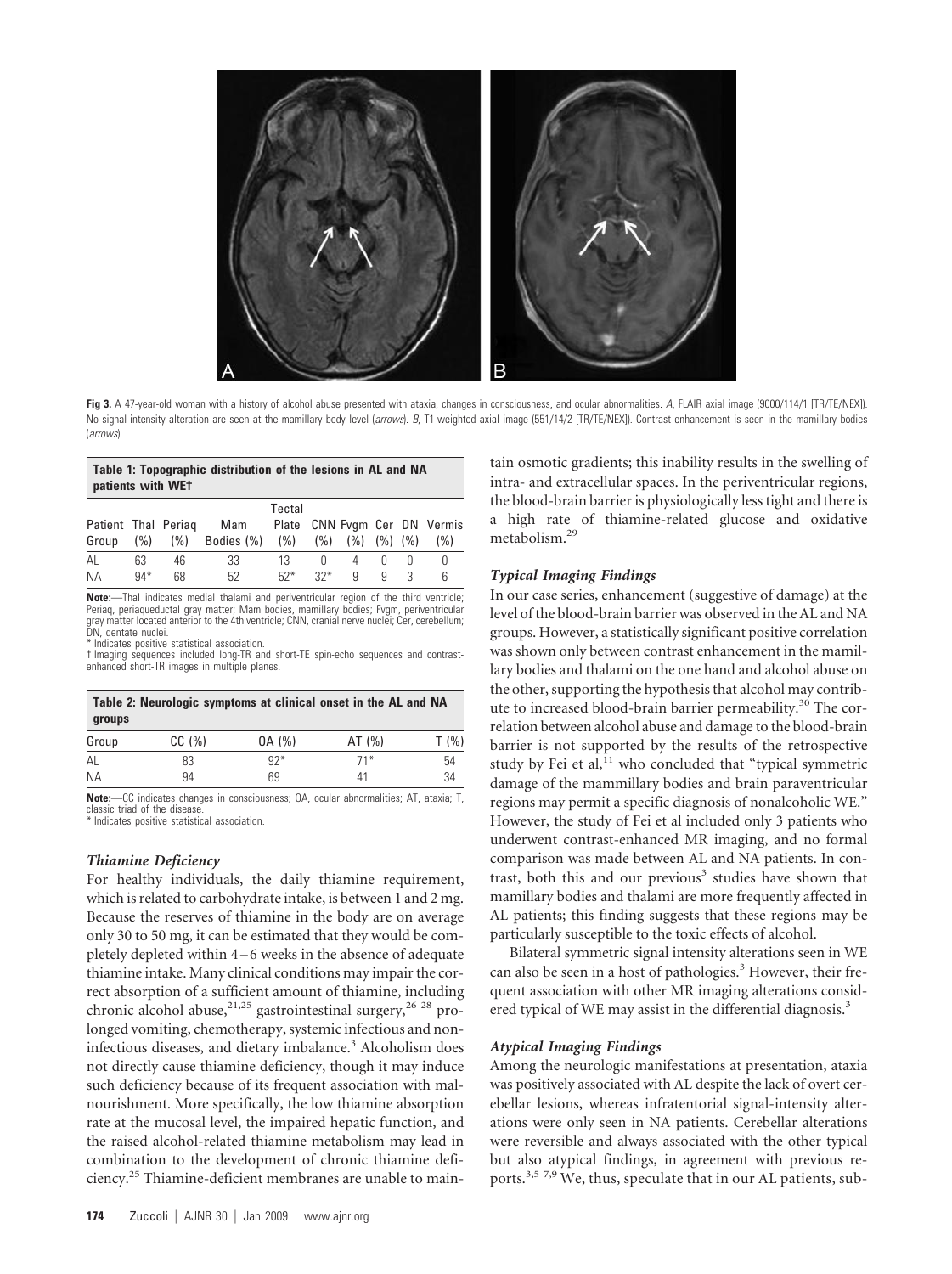**Fig 3.** A 47-year-old woman with a history of alcohol abuse presented with ataxia, changes in consciousness, and ocular abnormalities. *A*, FLAIR axial image (9000/114/1 [TR/TE/NEX]). No signal-intensity alteration are seen at the mamillary body level (*arrows*). *B*, T1-weighted axial image (551/14/2 [TR/TE/NEX]). Contrast enhancement is seen in the mamillary bodies (*arrows*).

**Table 1: Topographic distribution of the lesions in AL and NA patients with WE†**

| Patient Group | Thal (%) | Periaq (%) | Mam Bodies (%) | Tectal Plate (%) | CNN (%) | Fvgm (%) | Cer (%) | DN (%) | Vermis (%) |
|---|---|---|---|---|---|---|---|---|---|
| AL | 63 | 46 | 33 | 13 | 0 | 4 | 0 | 0 | 0 |
| NA | 94* | 68 | 52 | 52* | 32* | 9 | 9 | 3 | 6 |

**Note:**—Thal indicates medial thalami and periventricular region of the third ventricle; Periaq, periaqueductal gray matter; Mam bodies, mamillary bodies; Fvgm, periventricular gray matter located anterior to the 4th ventricle; CNN, cranial nerve nuclei; Cer, cerebellum; DN, dentate nuclei.
\* Indicates positive statistical association.
† Imaging sequences included long-TR and short-TE spin-echo sequences and contrast-enhanced short-TR images in multiple planes.

**Table 2: Neurologic symptoms at clinical onset in the AL and NA groups**

| Group | CC (%) | OA (%) | AT (%) | T (%) |
|---|---|---|---|---|
| AL | 83 | 92* | 71* | 54 |
| NA | 94 | 69 | 41 | 34 |

**Note:**—CC indicates changes in consciousness; OA, ocular abnormalities; AT, ataxia; T, classic triad of the disease.
\* Indicates positive statistical association.

### *Thiamine Deficiency*

For healthy individuals, the daily thiamine requirement, which is related to carbohydrate intake, is between 1 and 2 mg. Because the reserves of thiamine in the body are on average only 30 to 50 mg, it can be estimated that they would be completely depleted within 4–6 weeks in the absence of adequate thiamine intake. Many clinical conditions may impair the correct absorption of a sufficient amount of thiamine, including chronic alcohol abuse,[21,25] gastrointestinal surgery,[26-28] prolonged vomiting, chemotherapy, systemic infectious and noninfectious diseases, and dietary imbalance.[3] Alcoholism does not directly cause thiamine deficiency, though it may induce such deficiency because of its frequent association with malnourishment. More specifically, the low thiamine absorption rate at the mucosal level, the impaired hepatic function, and the raised alcohol-related thiamine metabolism may lead in combination to the development of chronic thiamine deficiency.[25] Thiamine-deficient membranes are unable to maintain osmotic gradients; this inability results in the swelling of intra- and extracellular spaces. In the periventricular regions, the blood-brain barrier is physiologically less tight and there is a high rate of thiamine-related glucose and oxidative metabolism.[29]

### *Typical Imaging Findings*

In our case series, enhancement (suggestive of damage) at the level of the blood-brain barrier was observed in the AL and NA groups. However, a statistically significant positive correlation was shown only between contrast enhancement in the mamillary bodies and thalami on the one hand and alcohol abuse on the other, supporting the hypothesis that alcohol may contribute to increased blood-brain barrier permeability.[30] The correlation between alcohol abuse and damage to the blood-brain barrier is not supported by the results of the retrospective study by Fei et al,[11] who concluded that "typical symmetric damage of the mammillary bodies and brain paraventricular regions may permit a specific diagnosis of nonalcoholic WE." However, the study of Fei et al included only 3 patients who underwent contrast-enhanced MR imaging, and no formal comparison was made between AL and NA patients. In contrast, both this and our previous[3] studies have shown that mamillary bodies and thalami are more frequently affected in AL patients; this finding suggests that these regions may be particularly susceptible to the toxic effects of alcohol.

Bilateral symmetric signal intensity alterations seen in WE can also be seen in a host of pathologies.[3] However, their frequent association with other MR imaging alterations considered typical of WE may assist in the differential diagnosis.[3]

### *Atypical Imaging Findings*

Among the neurologic manifestations at presentation, ataxia was positively associated with AL despite the lack of overt cerebellar lesions, whereas infratentorial signal-intensity alterations were only seen in NA patients. Cerebellar alterations were reversible and always associated with the other typical but also atypical findings, in agreement with previous reports.[3,5-7,9] We, thus, speculate that in our AL patients, sub-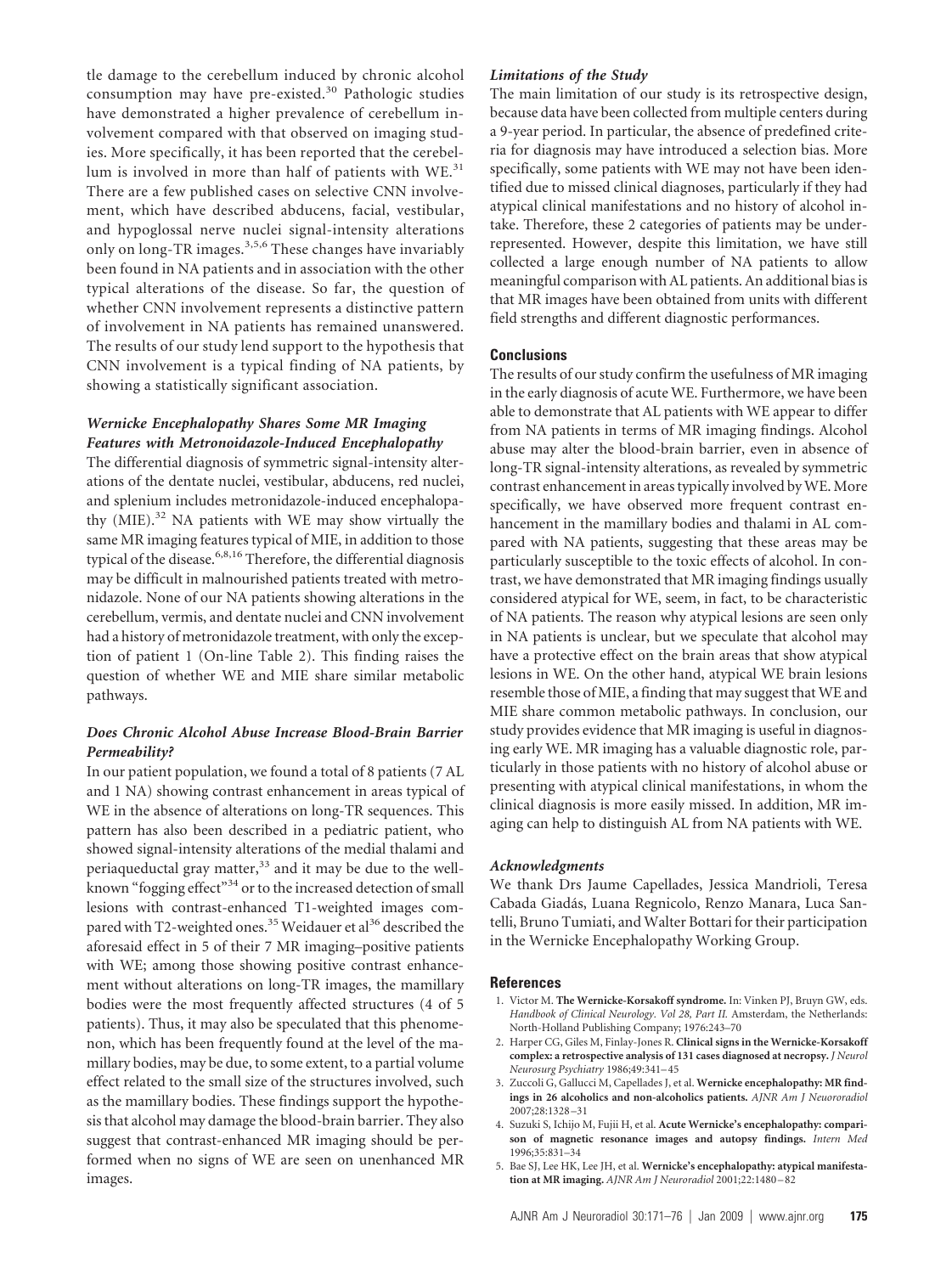tle damage to the cerebellum induced by chronic alcohol consumption may have pre-existed.[30] Pathologic studies have demonstrated a higher prevalence of cerebellum involvement compared with that observed on imaging studies. More specifically, it has been reported that the cerebellum is involved in more than half of patients with WE.[31] There are a few published cases on selective CNN involvement, which have described abducens, facial, vestibular, and hypoglossal nerve nuclei signal-intensity alterations only on long-TR images.[3,5,6] These changes have invariably been found in NA patients and in association with the other typical alterations of the disease. So far, the question of whether CNN involvement represents a distinctive pattern of involvement in NA patients has remained unanswered. The results of our study lend support to the hypothesis that CNN involvement is a typical finding of NA patients, by showing a statistically significant association.

### *Wernicke Encephalopathy Shares Some MR Imaging Features with Metronoidazole-Induced Encephalopathy*

The differential diagnosis of symmetric signal-intensity alterations of the dentate nuclei, vestibular, abducens, red nuclei, and splenium includes metronidazole-induced encephalopathy (MIE).[32] NA patients with WE may show virtually the same MR imaging features typical of MIE, in addition to those typical of the disease.[6,8,16] Therefore, the differential diagnosis may be difficult in malnourished patients treated with metronidazole. None of our NA patients showing alterations in the cerebellum, vermis, and dentate nuclei and CNN involvement had a history of metronidazole treatment, with only the exception of patient 1 (On-line Table 2). This finding raises the question of whether WE and MIE share similar metabolic pathways.

### *Does Chronic Alcohol Abuse Increase Blood-Brain Barrier Permeability?*

In our patient population, we found a total of 8 patients (7 AL and 1 NA) showing contrast enhancement in areas typical of WE in the absence of alterations on long-TR sequences. This pattern has also been described in a pediatric patient, who showed signal-intensity alterations of the medial thalami and periaqueductal gray matter,[33] and it may be due to the well-known "fogging effect"[34] or to the increased detection of small lesions with contrast-enhanced T1-weighted images compared with T2-weighted ones.[35] Weidauer et al[36] described the aforesaid effect in 5 of their 7 MR imaging–positive patients with WE; among those showing positive contrast enhancement without alterations on long-TR images, the mamillary bodies were the most frequently affected structures (4 of 5 patients). Thus, it may also be speculated that this phenomenon, which has been frequently found at the level of the mamillary bodies, may be due, to some extent, to a partial volume effect related to the small size of the structures involved, such as the mamillary bodies. These findings support the hypothesis that alcohol may damage the blood-brain barrier. They also suggest that contrast-enhanced MR imaging should be performed when no signs of WE are seen on unenhanced MR images.

### *Limitations of the Study*

The main limitation of our study is its retrospective design, because data have been collected from multiple centers during a 9-year period. In particular, the absence of predefined criteria for diagnosis may have introduced a selection bias. More specifically, some patients with WE may not have been identified due to missed clinical diagnoses, particularly if they had atypical clinical manifestations and no history of alcohol intake. Therefore, these 2 categories of patients may be underrepresented. However, despite this limitation, we have still collected a large enough number of NA patients to allow meaningful comparison with AL patients. An additional bias is that MR images have been obtained from units with different field strengths and different diagnostic performances.

## Conclusions

The results of our study confirm the usefulness of MR imaging in the early diagnosis of acute WE. Furthermore, we have been able to demonstrate that AL patients with WE appear to differ from NA patients in terms of MR imaging findings. Alcohol abuse may alter the blood-brain barrier, even in absence of long-TR signal-intensity alterations, as revealed by symmetric contrast enhancement in areas typically involved by WE. More specifically, we have observed more frequent contrast enhancement in the mamillary bodies and thalami in AL compared with NA patients, suggesting that these areas may be particularly susceptible to the toxic effects of alcohol. In contrast, we have demonstrated that MR imaging findings usually considered atypical for WE, seem, in fact, to be characteristic of NA patients. The reason why atypical lesions are seen only in NA patients is unclear, but we speculate that alcohol may have a protective effect on the brain areas that show atypical lesions in WE. On the other hand, atypical WE brain lesions resemble those of MIE, a finding that may suggest that WE and MIE share common metabolic pathways. In conclusion, our study provides evidence that MR imaging is useful in diagnosing early WE. MR imaging has a valuable diagnostic role, particularly in those patients with no history of alcohol abuse or presenting with atypical clinical manifestations, in whom the clinical diagnosis is more easily missed. In addition, MR imaging can help to distinguish AL from NA patients with WE.

### *Acknowledgments*

We thank Drs Jaume Capellades, Jessica Mandrioli, Teresa Cabada Giadás, Luana Regnicolo, Renzo Manara, Luca Santelli, Bruno Tumiati, and Walter Bottari for their participation in the Wernicke Encephalopathy Working Group.

## References

1. Victor M. **The Wernicke-Korsakoff syndrome.** In: Vinken PJ, Bruyn GW, eds. *Handbook of Clinical Neurology. Vol 28, Part II.* Amsterdam, the Netherlands: North-Holland Publishing Company; 1976:243–70
2. Harper CG, Giles M, Finlay-Jones R. **Clinical signs in the Wernicke-Korsakoff complex: a retrospective analysis of 131 cases diagnosed at necropsy.** *J Neurol Neurosurg Psychiatry* 1986;49:341–45
3. Zuccoli G, Gallucci M, Capellades J, et al. **Wernicke encephalopathy: MR findings in 26 alcoholics and non-alcoholics patients.** *AJNR Am J Neuororadiol* 2007;28:1328–31
4. Suzuki S, Ichijo M, Fujii H, et al. **Acute Wernicke's encephalopathy: comparison of magnetic resonance images and autopsy findings.** *Intern Med* 1996;35:831–34
5. Bae SJ, Lee HK, Lee JH, et al. **Wernicke's encephalopathy: atypical manifestation at MR imaging.** *AJNR Am J Neuroradiol* 2001;22:1480–82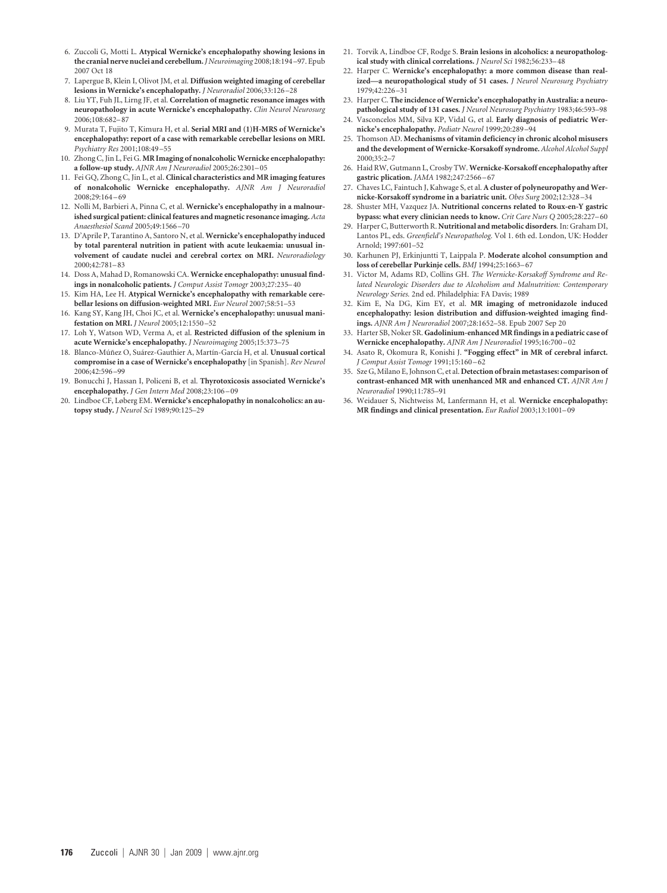6. Zuccoli G, Motti L. **Atypical Wernicke's encephalopathy showing lesions in the cranial nerve nuclei and cerebellum.** *J Neuroimaging* 2008;18:194–97. Epub 2007 Oct 18
7. Lapergue B, Klein I, Olivot JM, et al. **Diffusion weighted imaging of cerebellar lesions in Wernicke's encephalopathy.** *J Neuroradiol* 2006;33:126–28
8. Liu YT, Fuh JL, Lirng JF, et al. **Correlation of magnetic resonance images with neuropathology in acute Wernicke's encephalopathy.** *Clin Neurol Neurosurg* 2006;108:682–87
9. Murata T, Fujito T, Kimura H, et al. **Serial MRI and (1)H-MRS of Wernicke's encephalopathy: report of a case with remarkable cerebellar lesions on MRI.** *Psychiatry Res* 2001;108:49–55
10. Zhong C, Jin L, Fei G. **MR Imaging of nonalcoholic Wernicke encephalopathy: a follow-up study.** *AJNR Am J Neuroradiol* 2005;26:2301–05
11. Fei GQ, Zhong C, Jin L, et al. **Clinical characteristics and MR imaging features of nonalcoholic Wernicke encephalopathy.** *AJNR Am J Neuroradiol* 2008;29:164–69
12. Nolli M, Barbieri A, Pinna C, et al. **Wernicke's encephalopathy in a malnourished surgical patient: clinical features and magnetic resonance imaging.** *Acta Anaesthesiol Scand* 2005;49:1566–70
13. D'Aprile P, Tarantino A, Santoro N, et al. **Wernicke's encephalopathy induced by total parenteral nutrition in patient with acute leukaemia: unusual involvement of caudate nuclei and cerebral cortex on MRI.** *Neuroradiology* 2000;42:781–83
14. Doss A, Mahad D, Romanowski CA. **Wernicke encephalopathy: unusual findings in nonalcoholic patients.** *J Comput Assist Tomogr* 2003;27:235–40
15. Kim HA, Lee H. **Atypical Wernicke's encephalopathy with remarkable cerebellar lesions on diffusion-weighted MRI.** *Eur Neurol* 2007;58:51–53
16. Kang SY, Kang JH, Choi JC, et al. **Wernicke's encephalopathy: unusual manifestation on MRI.** *J Neurol* 2005;12:1550–52
17. Loh Y, Watson WD, Verma A, et al. **Restricted diffusion of the splenium in acute Wernicke's encephalopathy.** *J Neuroimaging* 2005;15:373–75
18. Blanco-Múñez O, Suárez-Gauthier A, Martín-García H, et al. **Unusual cortical compromise in a case of Wernicke's encephalopathy** [in Spanish]. *Rev Neurol* 2006;42:596–99
19. Bonucchi J, Hassan I, Policeni B, et al. **Thyrotoxicosis associated Wernicke's encephalopathy.** *J Gen Intern Med* 2008;23:106–09
20. Lindboe CF, Løberg EM. **Wernicke's encephalopathy in nonalcoholics: an autopsy study.** *J Neurol Sci* 1989;90:125–29
21. Torvik A, Lindboe CF, Rodge S. **Brain lesions in alcoholics: a neuropathological study with clinical correlations.** *J Neurol Sci* 1982;56:233–48
22. Harper C. **Wernicke's encephalopathy: a more common disease than realized—a neuropathological study of 51 cases.** *J Neurol Neurosurg Psychiatry* 1979;42:226–31
23. Harper C. **The incidence of Wernicke's encephalopathy in Australia: a neuropathological study of 131 cases.** *J Neurol Neurosurg Psychiatry* 1983;46:593–98
24. Vasconcelos MM, Silva KP, Vidal G, et al. **Early diagnosis of pediatric Wernicke's encephalopathy.** *Pediatr Neurol* 1999;20:289–94
25. Thomson AD. **Mechanisms of vitamin deficiency in chronic alcohol misusers and the development of Wernicke-Korsakoff syndrome.** *Alcohol Alcohol Suppl* 2000;35:2–7
26. Haid RW, Gutmann L, Crosby TW. **Wernicke-Korsakoff encephalopathy after gastric plication.** *JAMA* 1982;247:2566–67
27. Chaves LC, Faintuch J, Kahwage S, et al. **A cluster of polyneuropathy and Wernicke-Korsakoff syndrome in a bariatric unit.** *Obes Surg* 2002;12:328–34
28. Shuster MH, Vazquez JA. **Nutritional concerns related to Roux-en-Y gastric bypass: what every clinician needs to know.** *Crit Care Nurs Q* 2005;28:227–60
29. Harper C, Butterworth R. **Nutritional and metabolic disorders**. In: Graham DI, Lantos PL, eds. *Greenfield's Neuropatholog.* Vol 1. 6th ed. London, UK: Hodder Arnold; 1997:601–52
30. Karhunen PJ, Erkinjuntti T, Laippala P. **Moderate alcohol consumption and loss of cerebellar Purkinje cells.** *BMJ* 1994;25:1663–67
31. Victor M, Adams RD, Collins GH. *The Wernicke-Korsakoff Syndrome and Related Neurologic Disorders due to Alcoholism and Malnutrition: Contemporary Neurology Series.* 2nd ed. Philadelphia: FA Davis; 1989
32. Kim E, Na DG, Kim EY, et al. **MR imaging of metronidazole induced encephalopathy: lesion distribution and diffusion-weighted imaging findings.** *AJNR Am J Neuroradiol* 2007;28:1652–58. Epub 2007 Sep 20
33. Harter SB, Noker SR. **Gadolinium-enhanced MR findings in a pediatric case of Wernicke encephalopathy.** *AJNR Am J Neuroradiol* 1995;16:700–02
34. Asato R, Okomura R, Konishi J. **"Fogging effect" in MR of cerebral infarct.** *J Comput Assist Tomogr* 1991;15:160–62
35. Sze G, Milano E, Johnson C, et al. **Detection of brain metastases: comparison of contrast-enhanced MR with unenhanced MR and enhanced CT.** *AJNR Am J Neuroradiol* 1990;11:785–91
36. Weidauer S, Nichtweiss M, Lanfermann H, et al. **Wernicke encephalopathy: MR findings and clinical presentation.** *Eur Radiol* 2003;13:1001–09